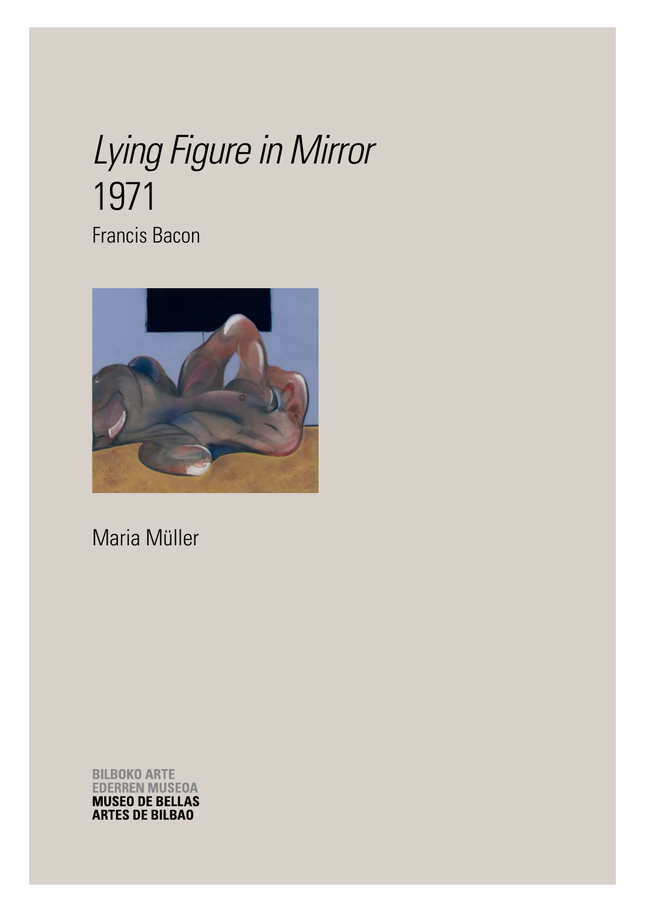# *Lying Figure in Mirror*
# 1971

Francis Bacon

Maria Müller

BILBOKO ARTE
EDERREN MUSEOA
**MUSEO DE BELLAS**
**ARTES DE BILBAO**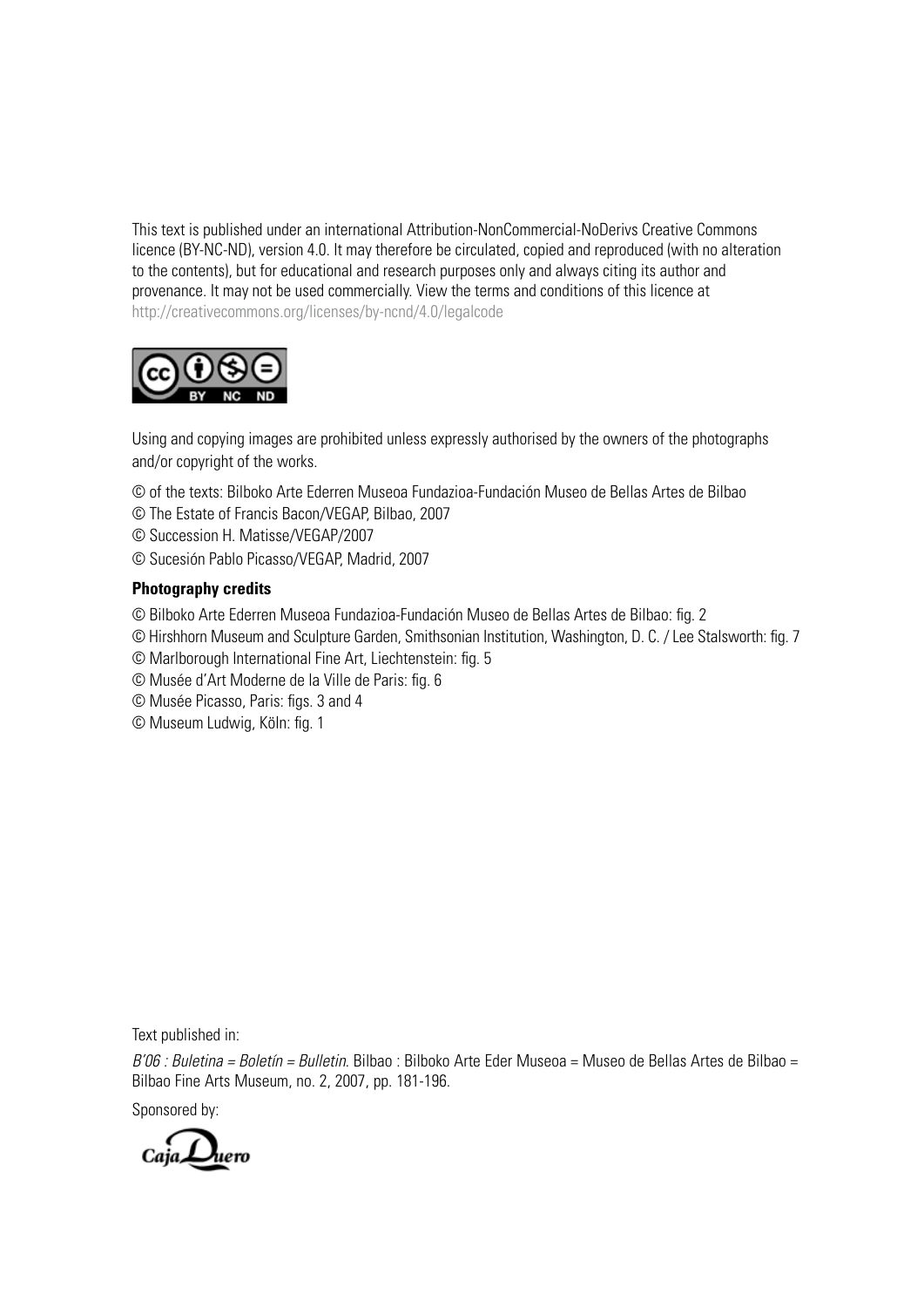This text is published under an international Attribution-NonCommercial-NoDerivs Creative Commons licence (BY-NC-ND), version 4.0. It may therefore be circulated, copied and reproduced (with no alteration to the contents), but for educational and research purposes only and always citing its author and provenance. It may not be used commercially. View the terms and conditions of this licence at http://creativecommons.org/licenses/by-ncnd/4.0/legalcode

Using and copying images are prohibited unless expressly authorised by the owners of the photographs and/or copyright of the works.

© of the texts: Bilboko Arte Ederren Museoa Fundazioa-Fundación Museo de Bellas Artes de Bilbao

© The Estate of Francis Bacon/VEGAP, Bilbao, 2007

© Succession H. Matisse/VEGAP/2007

© Sucesión Pablo Picasso/VEGAP, Madrid, 2007

**Photography credits**

© Bilboko Arte Ederren Museoa Fundazioa-Fundación Museo de Bellas Artes de Bilbao: fig. 2

© Hirshhorn Museum and Sculpture Garden, Smithsonian Institution, Washington, D. C. / Lee Stalsworth: fig. 7

© Marlborough International Fine Art, Liechtenstein: fig. 5

© Musée d'Art Moderne de la Ville de Paris: fig. 6

© Musée Picasso, Paris: figs. 3 and 4

© Museum Ludwig, Köln: fig. 1

Text published in:

*B'06 : Buletina = Boletín = Bulletin*. Bilbao : Bilboko Arte Eder Museoa = Museo de Bellas Artes de Bilbao = Bilbao Fine Arts Museum, no. 2, 2007, pp. 181-196.

Sponsored by: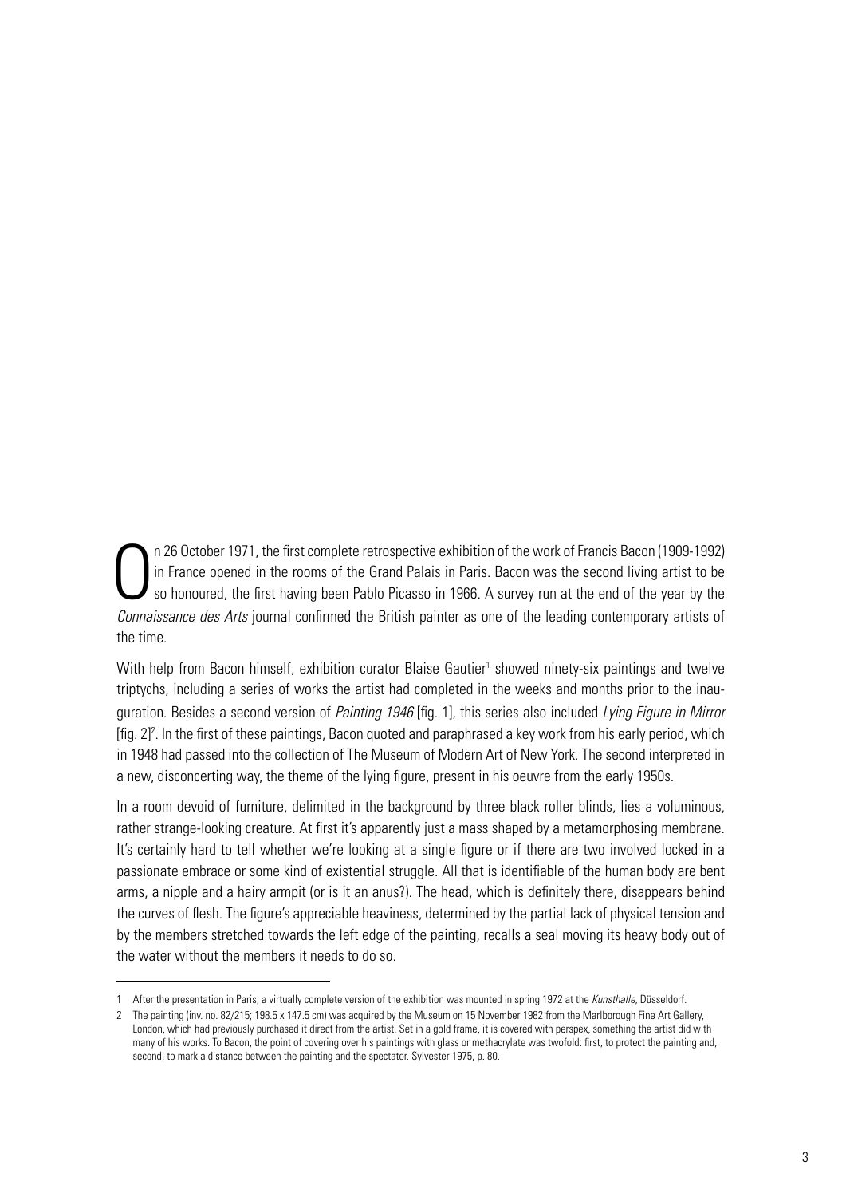On 26 October 1971, the first complete retrospective exhibition of the work of Francis Bacon (1909-1992) in France opened in the rooms of the Grand Palais in Paris. Bacon was the second living artist to be so honoured, the first having been Pablo Picasso in 1966. A survey run at the end of the year by the *Connaissance des Arts* journal confirmed the British painter as one of the leading contemporary artists of the time.

With help from Bacon himself, exhibition curator Blaise Gautier[1] showed ninety-six paintings and twelve triptychs, including a series of works the artist had completed in the weeks and months prior to the inauguration. Besides a second version of *Painting 1946* [fig. 1], this series also included *Lying Figure in Mirror* [fig. 2][2]. In the first of these paintings, Bacon quoted and paraphrased a key work from his early period, which in 1948 had passed into the collection of The Museum of Modern Art of New York. The second interpreted in a new, disconcerting way, the theme of the lying figure, present in his oeuvre from the early 1950s.

In a room devoid of furniture, delimited in the background by three black roller blinds, lies a voluminous, rather strange-looking creature. At first it's apparently just a mass shaped by a metamorphosing membrane. It's certainly hard to tell whether we're looking at a single figure or if there are two involved locked in a passionate embrace or some kind of existential struggle. All that is identifiable of the human body are bent arms, a nipple and a hairy armpit (or is it an anus?). The head, which is definitely there, disappears behind the curves of flesh. The figure's appreciable heaviness, determined by the partial lack of physical tension and by the members stretched towards the left edge of the painting, recalls a seal moving its heavy body out of the water without the members it needs to do so.

---

1 After the presentation in Paris, a virtually complete version of the exhibition was mounted in spring 1972 at the *Kunsthalle*, Düsseldorf.

2 The painting (inv. no. 82/215; 198.5 x 147.5 cm) was acquired by the Museum on 15 November 1982 from the Marlborough Fine Art Gallery, London, which had previously purchased it direct from the artist. Set in a gold frame, it is covered with perspex, something the artist did with many of his works. To Bacon, the point of covering over his paintings with glass or methacrylate was twofold: first, to protect the painting and, second, to mark a distance between the painting and the spectator. Sylvester 1975, p. 80.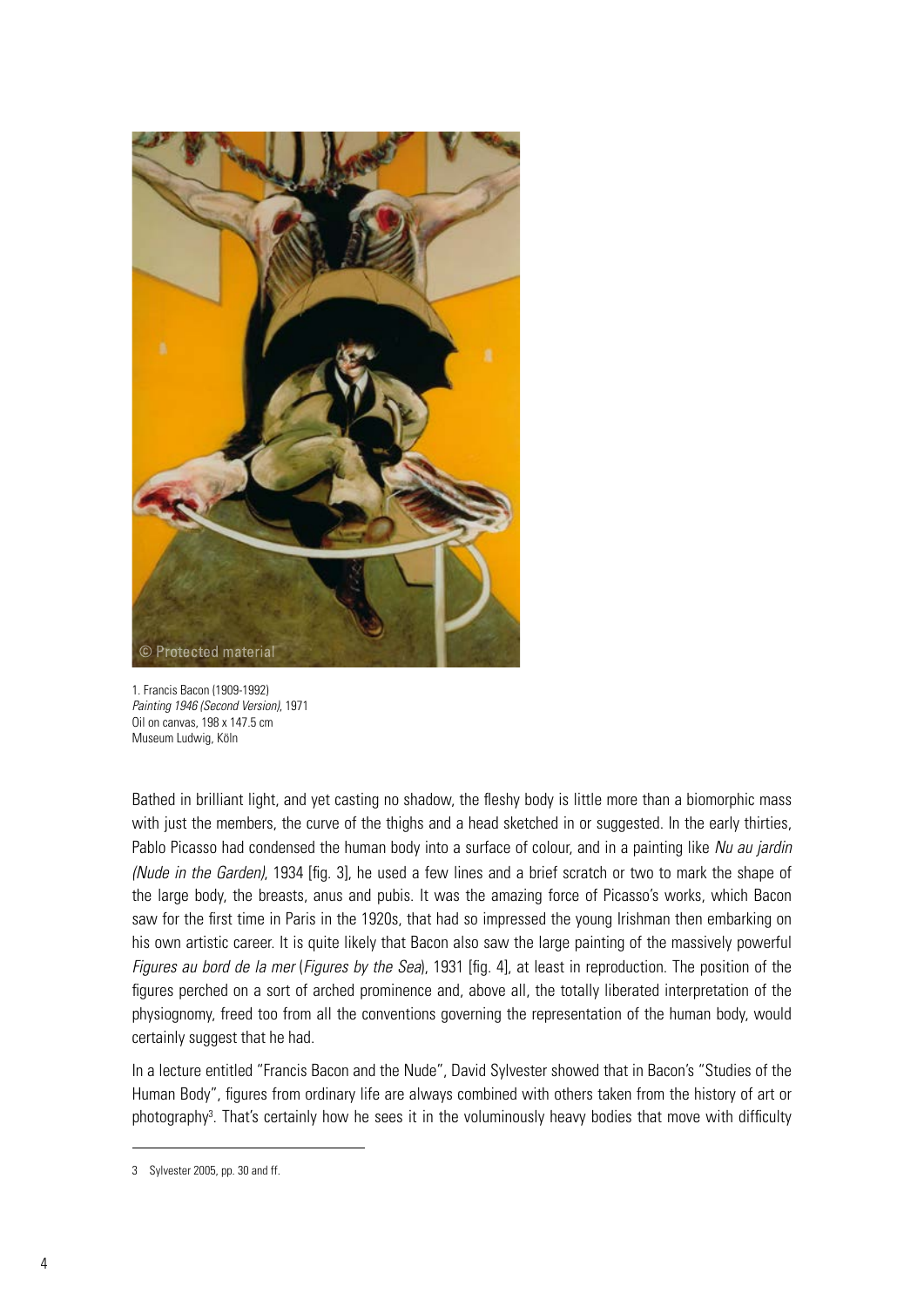1. Francis Bacon (1909-1992)
*Painting 1946 (Second Version)*, 1971
Oil on canvas, 198 x 147.5 cm
Museum Ludwig, Köln

Bathed in brilliant light, and yet casting no shadow, the fleshy body is little more than a biomorphic mass with just the members, the curve of the thighs and a head sketched in or suggested. In the early thirties, Pablo Picasso had condensed the human body into a surface of colour, and in a painting like *Nu au jardin (Nude in the Garden)*, 1934 [fig. 3], he used a few lines and a brief scratch or two to mark the shape of the large body, the breasts, anus and pubis. It was the amazing force of Picasso's works, which Bacon saw for the first time in Paris in the 1920s, that had so impressed the young Irishman then embarking on his own artistic career. It is quite likely that Bacon also saw the large painting of the massively powerful *Figures au bord de la mer* (*Figures by the Sea*), 1931 [fig. 4], at least in reproduction. The position of the figures perched on a sort of arched prominence and, above all, the totally liberated interpretation of the physiognomy, freed too from all the conventions governing the representation of the human body, would certainly suggest that he had.

In a lecture entitled "Francis Bacon and the Nude", David Sylvester showed that in Bacon's "Studies of the Human Body", figures from ordinary life are always combined with others taken from the history of art or photography[3]. That's certainly how he sees it in the voluminously heavy bodies that move with difficulty

3 Sylvester 2005, pp. 30 and ff.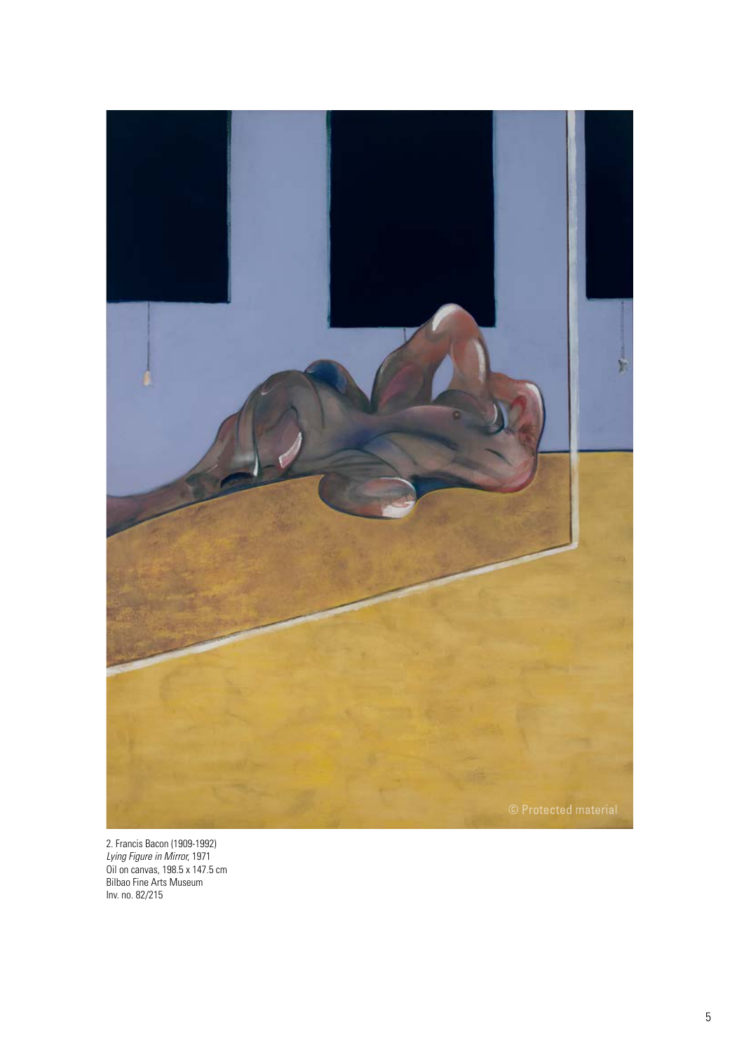2. Francis Bacon (1909-1992)
*Lying Figure in Mirror*, 1971
Oil on canvas, 198.5 x 147.5 cm
Bilbao Fine Arts Museum
Inv. no. 82/215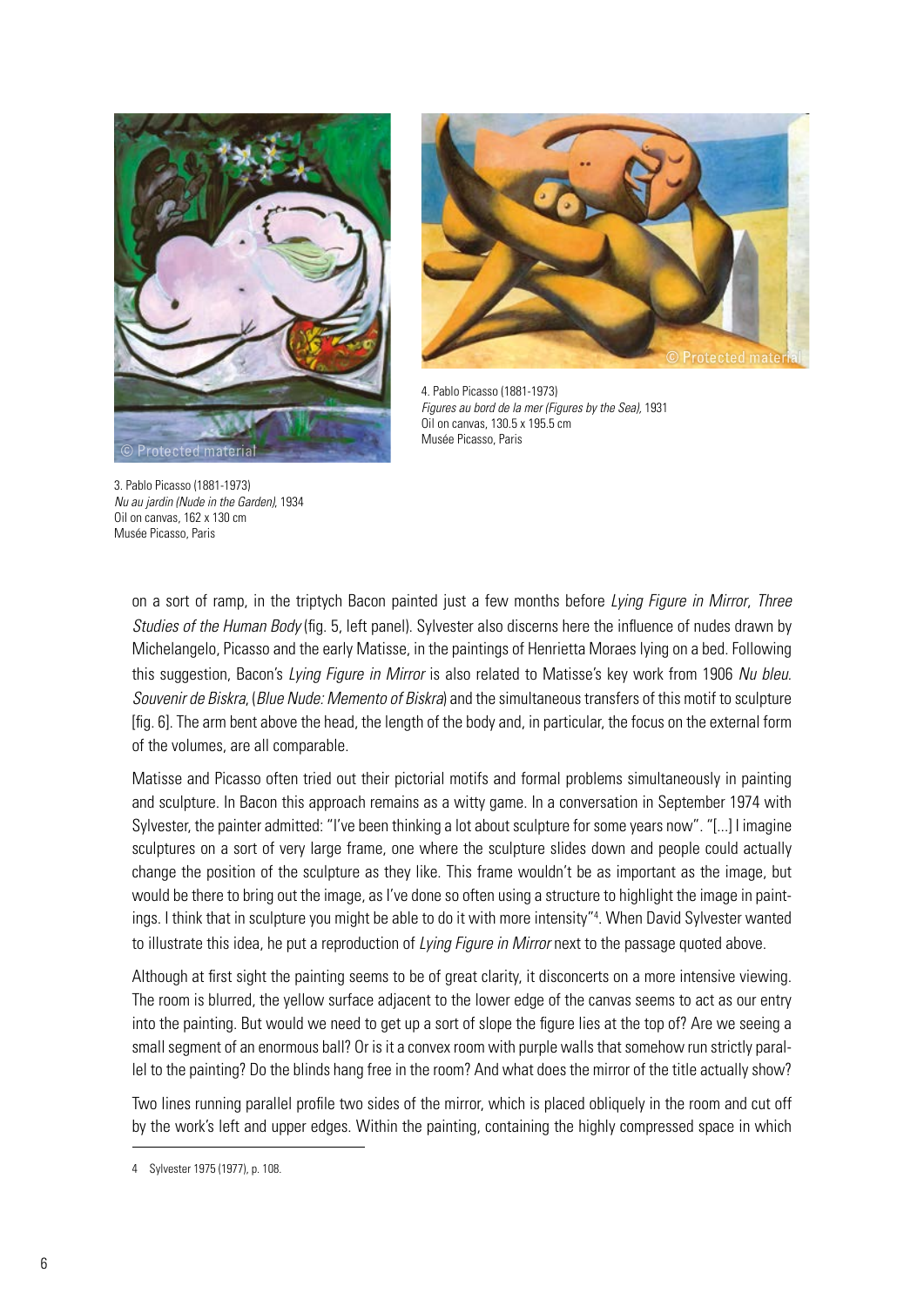4. Pablo Picasso (1881-1973)
*Figures au bord de la mer (Figures by the Sea),* 1931
Oil on canvas, 130.5 x 195.5 cm
Musée Picasso, Paris

3. Pablo Picasso (1881-1973)
*Nu au jardin (Nude in the Garden),* 1934
Oil on canvas, 162 x 130 cm
Musée Picasso, Paris

on a sort of ramp, in the triptych Bacon painted just a few months before *Lying Figure in Mirror*, *Three Studies of the Human Body* (fig. 5, left panel). Sylvester also discerns here the influence of nudes drawn by Michelangelo, Picasso and the early Matisse, in the paintings of Henrietta Moraes lying on a bed. Following this suggestion, Bacon's *Lying Figure in Mirror* is also related to Matisse's key work from 1906 *Nu bleu. Souvenir de Biskra*, (*Blue Nude: Memento of Biskra*) and the simultaneous transfers of this motif to sculpture [fig. 6]. The arm bent above the head, the length of the body and, in particular, the focus on the external form of the volumes, are all comparable.

Matisse and Picasso often tried out their pictorial motifs and formal problems simultaneously in painting and sculpture. In Bacon this approach remains as a witty game. In a conversation in September 1974 with Sylvester, the painter admitted: "I've been thinking a lot about sculpture for some years now". "[...] I imagine sculptures on a sort of very large frame, one where the sculpture slides down and people could actually change the position of the sculpture as they like. This frame wouldn't be as important as the image, but would be there to bring out the image, as I've done so often using a structure to highlight the image in paintings. I think that in sculpture you might be able to do it with more intensity"[4]. When David Sylvester wanted to illustrate this idea, he put a reproduction of *Lying Figure in Mirror* next to the passage quoted above.

Although at first sight the painting seems to be of great clarity, it disconcerts on a more intensive viewing. The room is blurred, the yellow surface adjacent to the lower edge of the canvas seems to act as our entry into the painting. But would we need to get up a sort of slope the figure lies at the top of? Are we seeing a small segment of an enormous ball? Or is it a convex room with purple walls that somehow run strictly parallel to the painting? Do the blinds hang free in the room? And what does the mirror of the title actually show?

Two lines running parallel profile two sides of the mirror, which is placed obliquely in the room and cut off by the work's left and upper edges. Within the painting, containing the highly compressed space in which

4 Sylvester 1975 (1977), p. 108.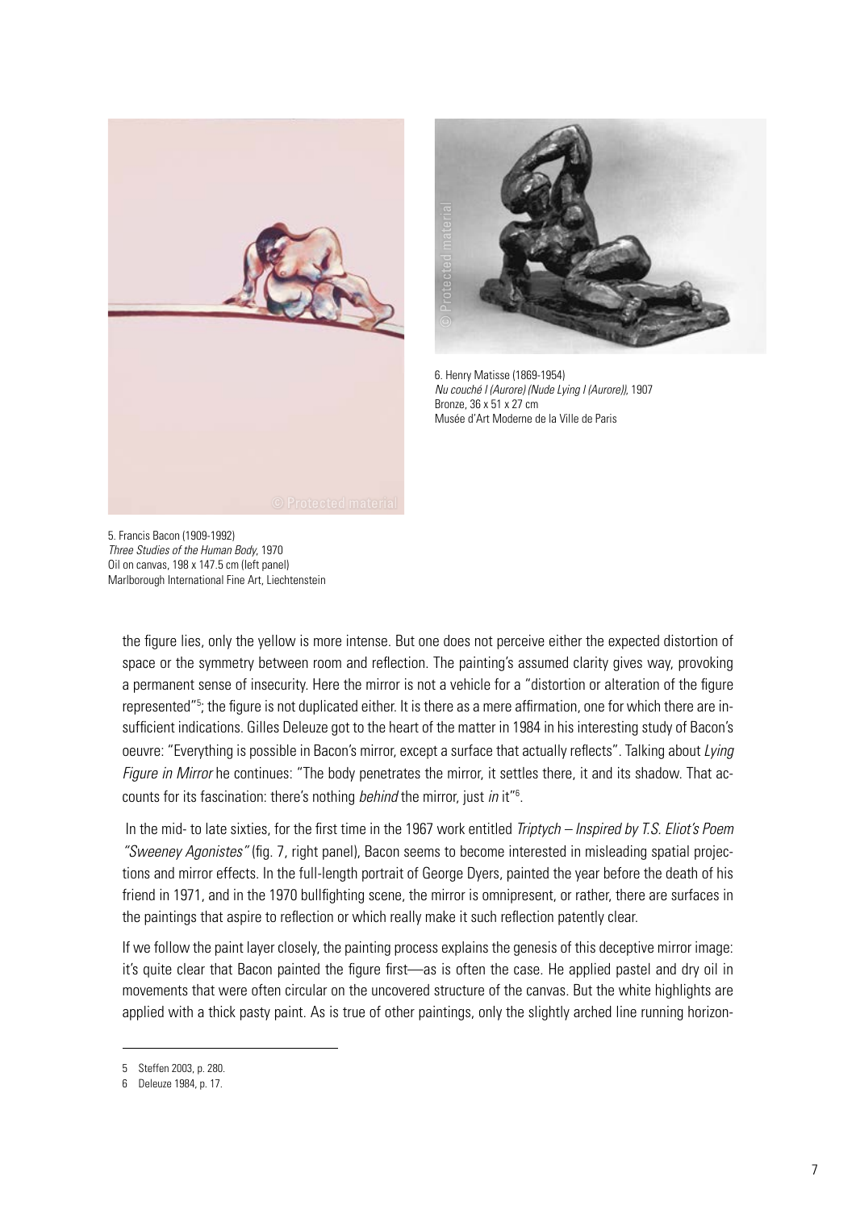6. Henry Matisse (1869-1954)
*Nu couché I (Aurore) (Nude Lying I (Aurore))*, 1907
Bronze, 36 x 51 x 27 cm
Musée d'Art Moderne de la Ville de Paris

5. Francis Bacon (1909-1992)
*Three Studies of the Human Body*, 1970
Oil on canvas, 198 x 147.5 cm (left panel)
Marlborough International Fine Art, Liechtenstein

the figure lies, only the yellow is more intense. But one does not perceive either the expected distortion of space or the symmetry between room and reflection. The painting's assumed clarity gives way, provoking a permanent sense of insecurity. Here the mirror is not a vehicle for a "distortion or alteration of the figure represented"[5]; the figure is not duplicated either. It is there as a mere affirmation, one for which there are insufficient indications. Gilles Deleuze got to the heart of the matter in 1984 in his interesting study of Bacon's oeuvre: "Everything is possible in Bacon's mirror, except a surface that actually reflects". Talking about *Lying Figure in Mirror* he continues: "The body penetrates the mirror, it settles there, it and its shadow. That accounts for its fascination: there's nothing *behind* the mirror, just *in* it"[6].

In the mid- to late sixties, for the first time in the 1967 work entitled *Triptych – Inspired by T.S. Eliot's Poem "Sweeney Agonistes"* (fig. 7, right panel), Bacon seems to become interested in misleading spatial projections and mirror effects. In the full-length portrait of George Dyers, painted the year before the death of his friend in 1971, and in the 1970 bullfighting scene, the mirror is omnipresent, or rather, there are surfaces in the paintings that aspire to reflection or which really make it such reflection patently clear.

If we follow the paint layer closely, the painting process explains the genesis of this deceptive mirror image: it's quite clear that Bacon painted the figure first—as is often the case. He applied pastel and dry oil in movements that were often circular on the uncovered structure of the canvas. But the white highlights are applied with a thick pasty paint. As is true of other paintings, only the slightly arched line running horizon-

5 Steffen 2003, p. 280.

6 Deleuze 1984, p. 17.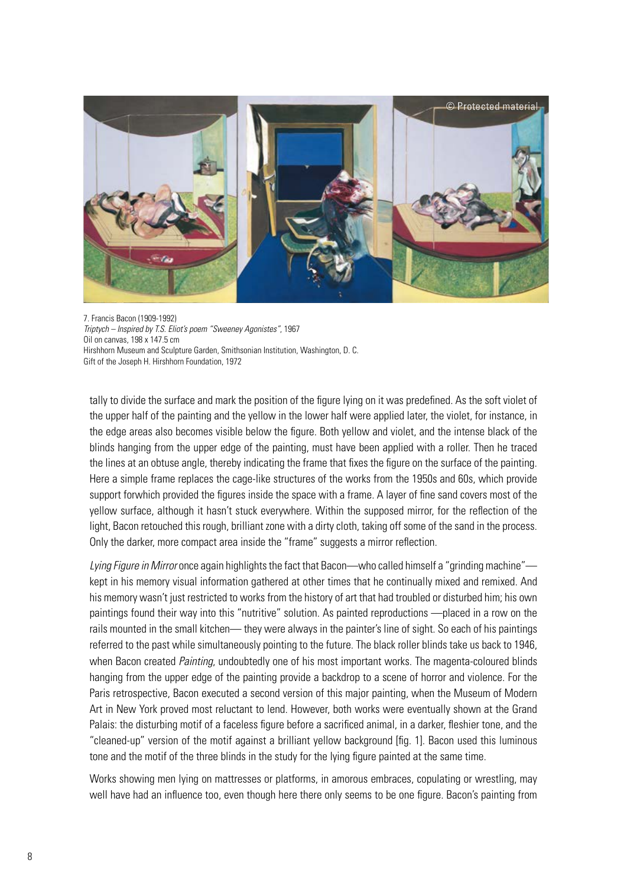7. Francis Bacon (1909-1992)
*Triptych – Inspired by T.S. Eliot's poem "Sweeney Agonistes"*, 1967
Oil on canvas, 198 x 147.5 cm
Hirshhorn Museum and Sculpture Garden, Smithsonian Institution, Washington, D. C.
Gift of the Joseph H. Hirshhorn Foundation, 1972

tally to divide the surface and mark the position of the figure lying on it was predefined. As the soft violet of the upper half of the painting and the yellow in the lower half were applied later, the violet, for instance, in the edge areas also becomes visible below the figure. Both yellow and violet, and the intense black of the blinds hanging from the upper edge of the painting, must have been applied with a roller. Then he traced the lines at an obtuse angle, thereby indicating the frame that fixes the figure on the surface of the painting. Here a simple frame replaces the cage-like structures of the works from the 1950s and 60s, which provide support forwhich provided the figures inside the space with a frame. A layer of fine sand covers most of the yellow surface, although it hasn't stuck everywhere. Within the supposed mirror, for the reflection of the light, Bacon retouched this rough, brilliant zone with a dirty cloth, taking off some of the sand in the process. Only the darker, more compact area inside the "frame" suggests a mirror reflection.

*Lying Figure in Mirror* once again highlights the fact that Bacon—who called himself a "grinding machine"—kept in his memory visual information gathered at other times that he continually mixed and remixed. And his memory wasn't just restricted to works from the history of art that had troubled or disturbed him; his own paintings found their way into this "nutritive" solution. As painted reproductions —placed in a row on the rails mounted in the small kitchen— they were always in the painter's line of sight. So each of his paintings referred to the past while simultaneously pointing to the future. The black roller blinds take us back to 1946, when Bacon created *Painting*, undoubtedly one of his most important works. The magenta-coloured blinds hanging from the upper edge of the painting provide a backdrop to a scene of horror and violence. For the Paris retrospective, Bacon executed a second version of this major painting, when the Museum of Modern Art in New York proved most reluctant to lend. However, both works were eventually shown at the Grand Palais: the disturbing motif of a faceless figure before a sacrificed animal, in a darker, fleshier tone, and the "cleaned-up" version of the motif against a brilliant yellow background [fig. 1]. Bacon used this luminous tone and the motif of the three blinds in the study for the lying figure painted at the same time.

Works showing men lying on mattresses or platforms, in amorous embraces, copulating or wrestling, may well have had an influence too, even though here there only seems to be one figure. Bacon's painting from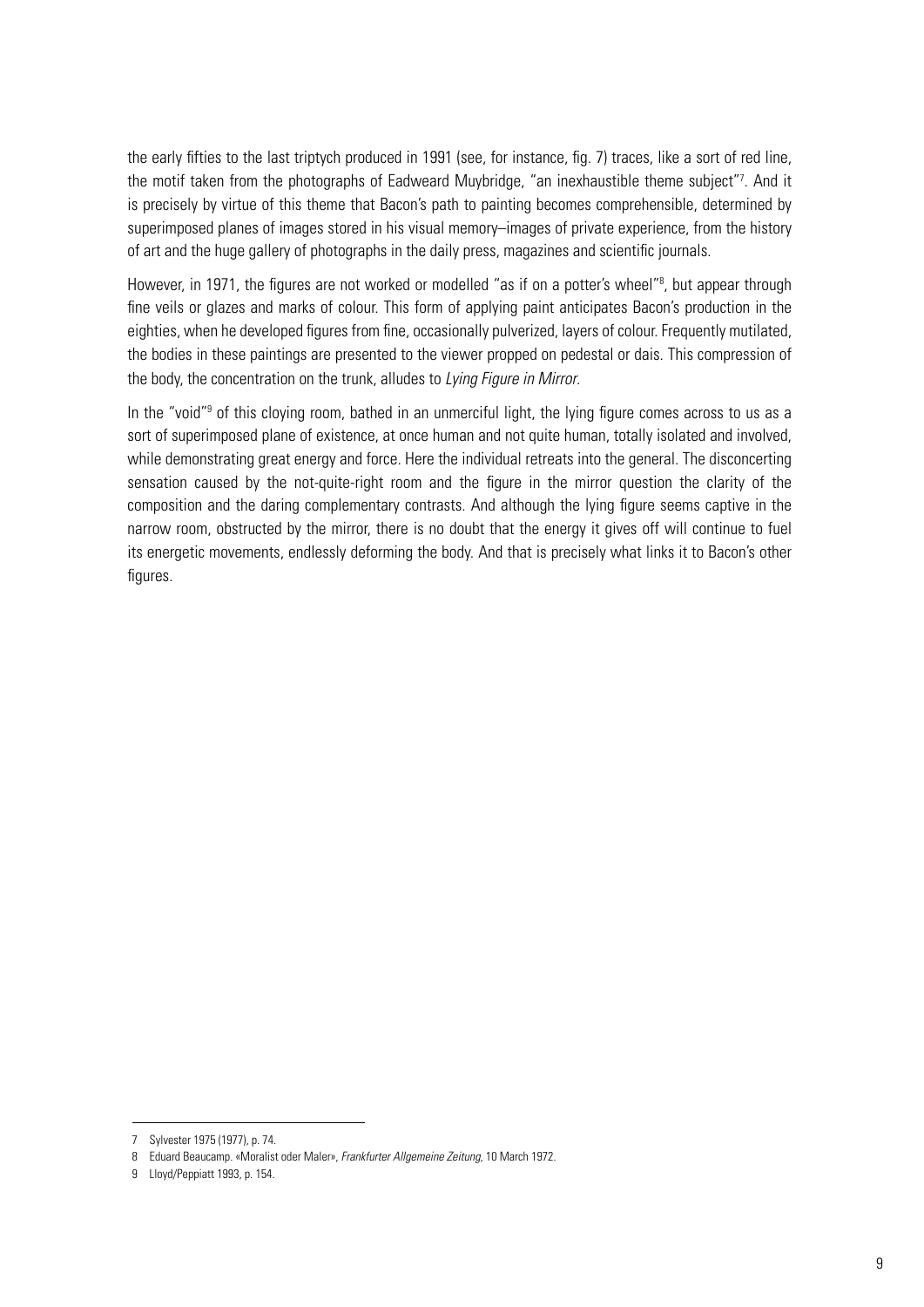the early fifties to the last triptych produced in 1991 (see, for instance, fig. 7) traces, like a sort of red line, the motif taken from the photographs of Eadweard Muybridge, "an inexhaustible theme subject"[7]. And it is precisely by virtue of this theme that Bacon's path to painting becomes comprehensible, determined by superimposed planes of images stored in his visual memory–images of private experience, from the history of art and the huge gallery of photographs in the daily press, magazines and scientific journals.

However, in 1971, the figures are not worked or modelled "as if on a potter's wheel"[8], but appear through fine veils or glazes and marks of colour. This form of applying paint anticipates Bacon's production in the eighties, when he developed figures from fine, occasionally pulverized, layers of colour. Frequently mutilated, the bodies in these paintings are presented to the viewer propped on pedestal or dais. This compression of the body, the concentration on the trunk, alludes to *Lying Figure in Mirror*.

In the "void"[9] of this cloying room, bathed in an unmerciful light, the lying figure comes across to us as a sort of superimposed plane of existence, at once human and not quite human, totally isolated and involved, while demonstrating great energy and force. Here the individual retreats into the general. The disconcerting sensation caused by the not-quite-right room and the figure in the mirror question the clarity of the composition and the daring complementary contrasts. And although the lying figure seems captive in the narrow room, obstructed by the mirror, there is no doubt that the energy it gives off will continue to fuel its energetic movements, endlessly deforming the body. And that is precisely what links it to Bacon's other figures.

---

7 Sylvester 1975 (1977), p. 74.

8 Eduard Beaucamp. «Moralist oder Maler», *Frankfurter Allgemeine Zeitung*, 10 March 1972.

9 Lloyd/Peppiatt 1993, p. 154.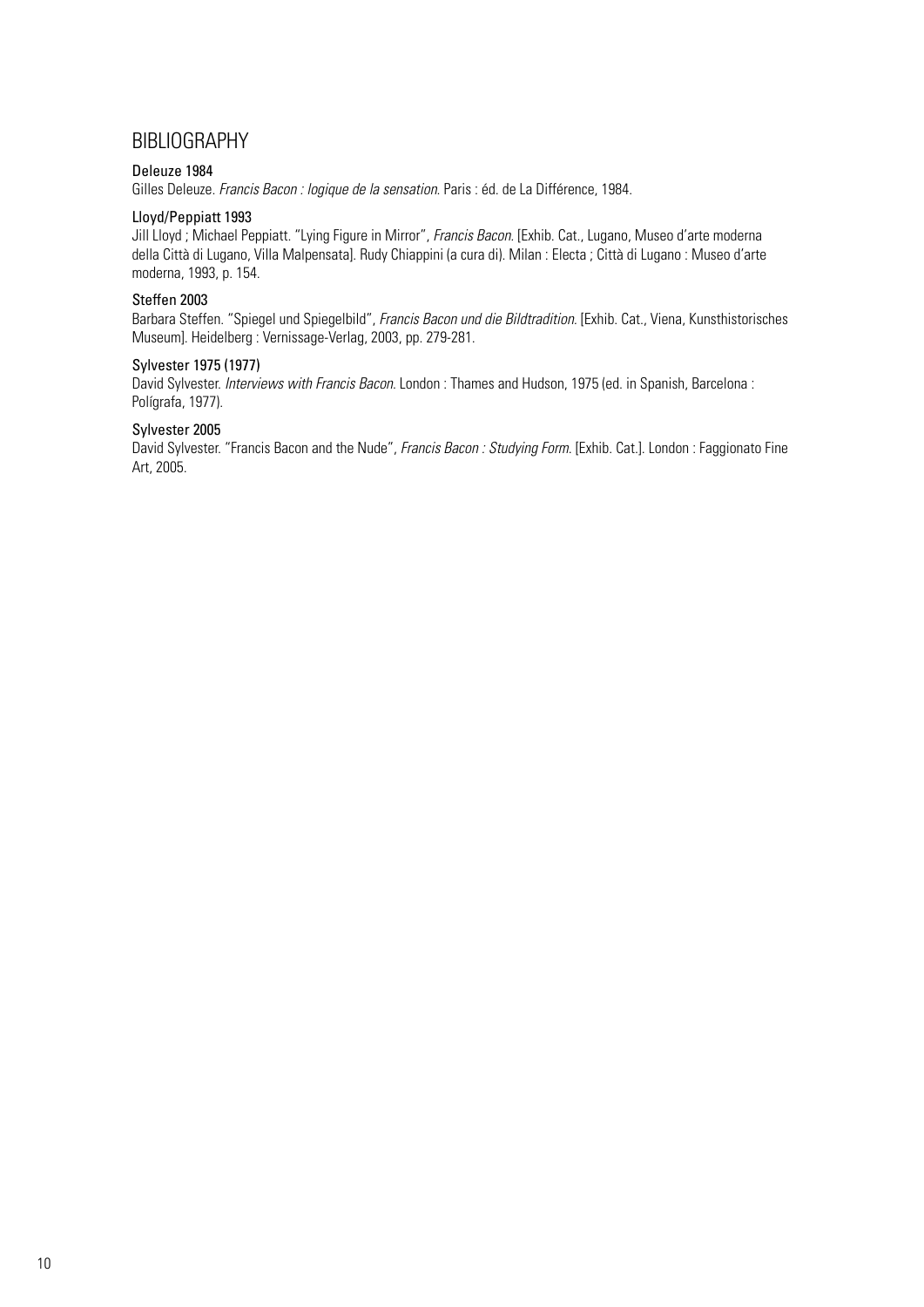## BIBLIOGRAPHY

**Deleuze 1984**
Gilles Deleuze. *Francis Bacon : logique de la sensation*. Paris : éd. de La Différence, 1984.

**Lloyd/Peppiatt 1993**
Jill Lloyd ; Michael Peppiatt. "Lying Figure in Mirror", *Francis Bacon*. [Exhib. Cat., Lugano, Museo d'arte moderna della Città di Lugano, Villa Malpensata]. Rudy Chiappini (a cura di). Milan : Electa ; Città di Lugano : Museo d'arte moderna, 1993, p. 154.

**Steffen 2003**
Barbara Steffen. "Spiegel und Spiegelbild", *Francis Bacon und die Bildtradition*. [Exhib. Cat., Viena, Kunsthistorisches Museum]. Heidelberg : Vernissage-Verlag, 2003, pp. 279-281.

**Sylvester 1975 (1977)**
David Sylvester. *Interviews with Francis Bacon*. London : Thames and Hudson, 1975 (ed. in Spanish, Barcelona : Polígrafa, 1977).

**Sylvester 2005**
David Sylvester. "Francis Bacon and the Nude", *Francis Bacon : Studying Form*. [Exhib. Cat.]. London : Faggionato Fine Art, 2005.